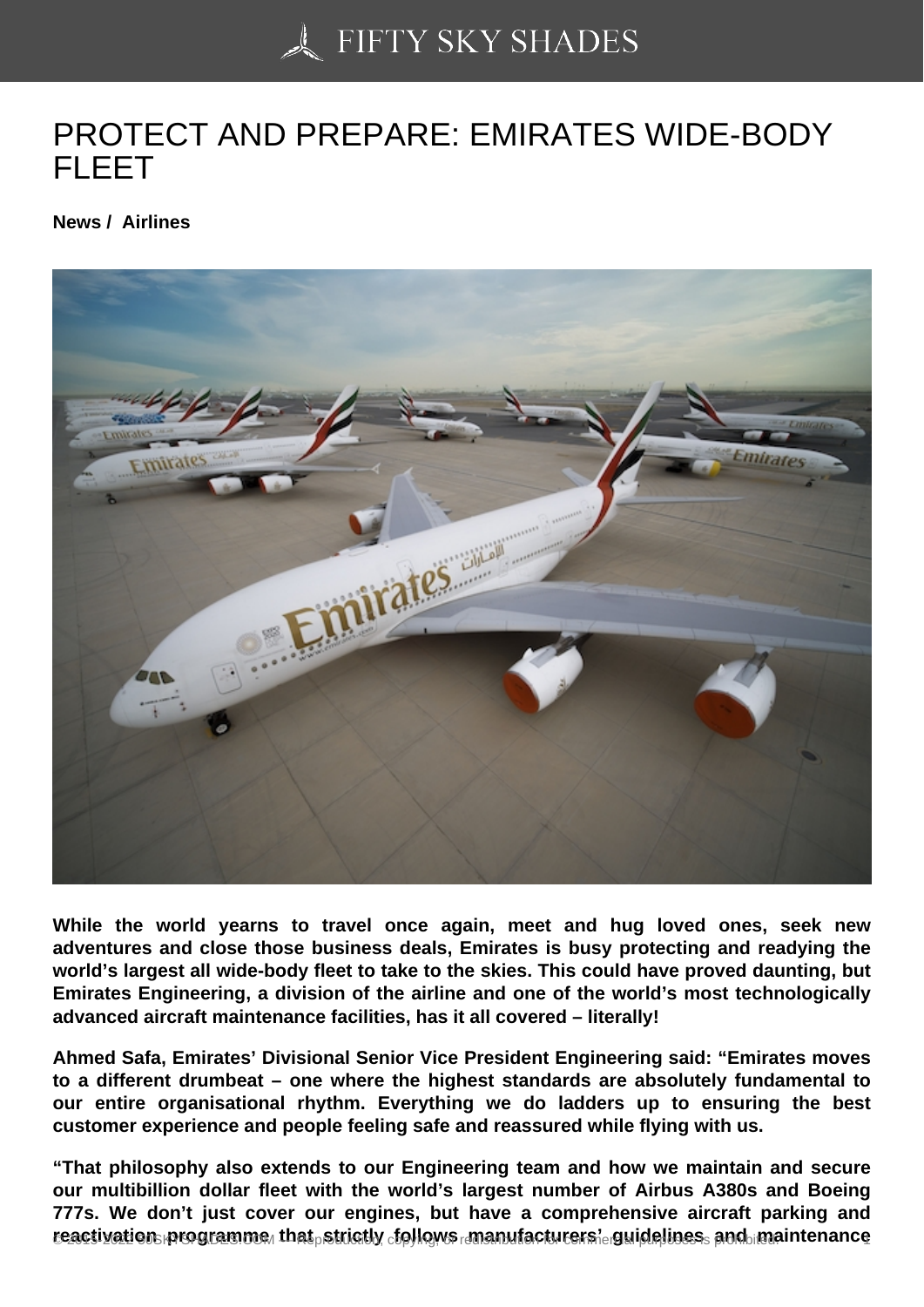# PROTECT AND PREPARE: EMIRATES WIDE-BODY FLEET

**News / Airlines**

**While the world yearns to travel once again, meet and hug loved ones, seek new adventures and close those business deals, Emirates is busy protecting and readying the world's largest all wide-body fleet to take to the skies. This could have proved daunting, but Emirates Engineering, a division of the airline and one of the world's most technologically advanced aircraft maintenance facilities, has it all covered – literally!**

**Ahmed Safa, Emirates' Divisional Senior Vice President Engineering said: "Emirates moves to a different drumbeat – one where the highest standards are absolutely fundamental to our entire organisational rhythm. Everything we do ladders up to ensuring the best customer experience and people feeling safe and reassured while flying with us.**

**"That philosophy also extends to our Engineering team and how we maintain and secure our multibillion dollar fleet with the world's largest number of Airbus A380s and Boeing 777s. We don't just cover our engines, but have a comprehensive aircraft parking and reactivation programme that strictly follows manufacturers' guidelines and maintenance**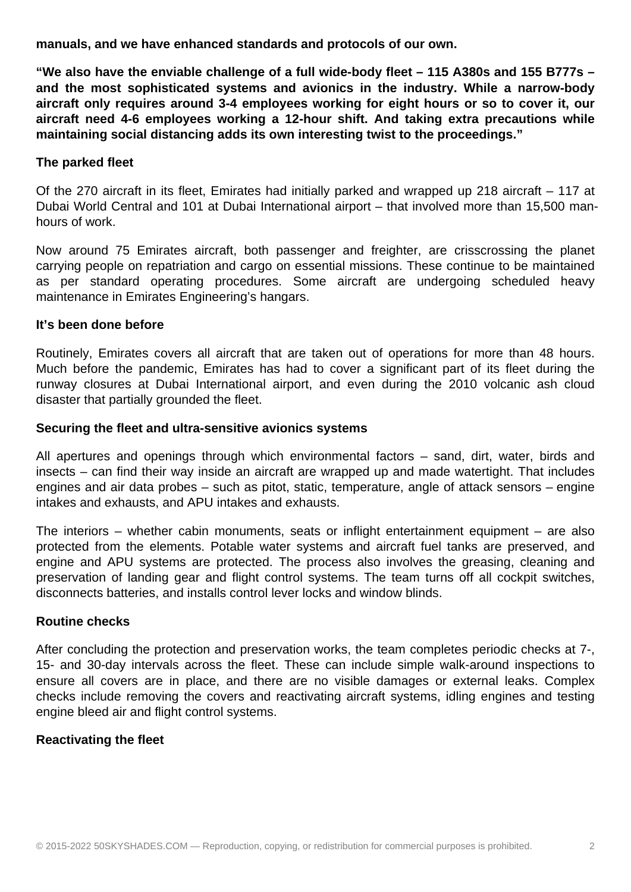**manuals, and we have enhanced standards and protocols of our own.**

**“We also have the enviable challenge of a full wide-body fleet – 115 A380s and 155 B777s – and the most sophisticated systems and avionics in the industry. While a narrow-body aircraft only requires around 3-4 employees working for eight hours or so to cover it, our aircraft need 4-6 employees working a 12-hour shift. And taking extra precautions while maintaining social distancing adds its own interesting twist to the proceedings.”**

### The parked fleet

Of the 270 aircraft in its fleet, Emirates had initially parked and wrapped up 218 aircraft – 117 at Dubai World Central and 101 at Dubai International airport – that involved more than 15,500 man-hours of work.

Now around 75 Emirates aircraft, both passenger and freighter, are crisscrossing the planet carrying people on repatriation and cargo on essential missions. These continue to be maintained as per standard operating procedures. Some aircraft are undergoing scheduled heavy maintenance in Emirates Engineering’s hangars.

### It’s been done before

Routinely, Emirates covers all aircraft that are taken out of operations for more than 48 hours. Much before the pandemic, Emirates has had to cover a significant part of its fleet during the runway closures at Dubai International airport, and even during the 2010 volcanic ash cloud disaster that partially grounded the fleet.

### Securing the fleet and ultra-sensitive avionics systems

All apertures and openings through which environmental factors – sand, dirt, water, birds and insects – can find their way inside an aircraft are wrapped up and made watertight. That includes engines and air data probes – such as pitot, static, temperature, angle of attack sensors – engine intakes and exhausts, and APU intakes and exhausts.

The interiors – whether cabin monuments, seats or inflight entertainment equipment – are also protected from the elements. Potable water systems and aircraft fuel tanks are preserved, and engine and APU systems are protected. The process also involves the greasing, cleaning and preservation of landing gear and flight control systems. The team turns off all cockpit switches, disconnects batteries, and installs control lever locks and window blinds.

### Routine checks

After concluding the protection and preservation works, the team completes periodic checks at 7-, 15- and 30-day intervals across the fleet. These can include simple walk-around inspections to ensure all covers are in place, and there are no visible damages or external leaks. Complex checks include removing the covers and reactivating aircraft systems, idling engines and testing engine bleed air and flight control systems.

### Reactivating the fleet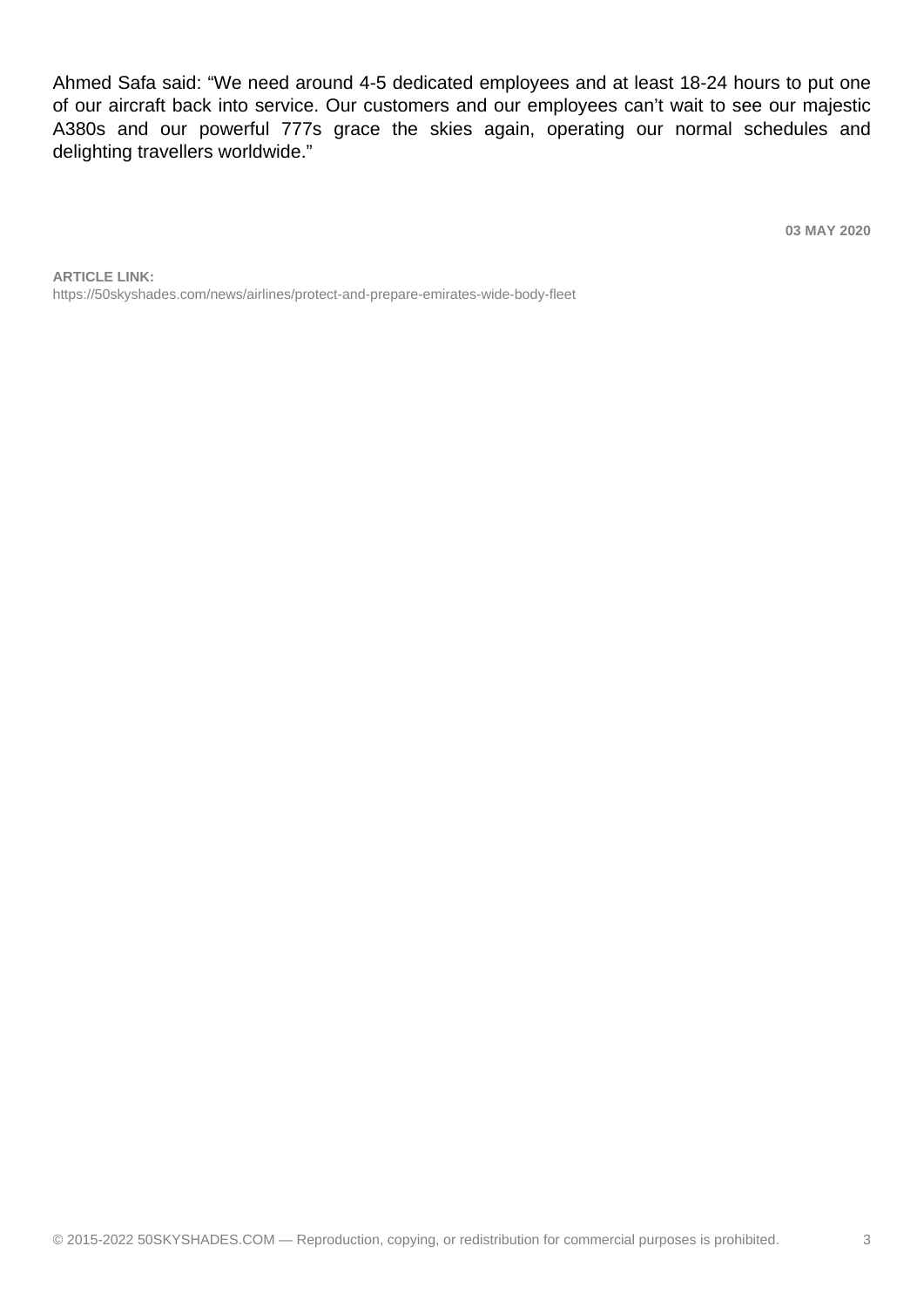Ahmed Safa said: “We need around 4-5 dedicated employees and at least 18-24 hours to put one of our aircraft back into service. Our customers and our employees can’t wait to see our majestic A380s and our powerful 777s grace the skies again, operating our normal schedules and delighting travellers worldwide.”

**03 MAY 2020**

**ARTICLE LINK:**
https://50skyshades.com/news/airlines/protect-and-prepare-emirates-wide-body-fleet